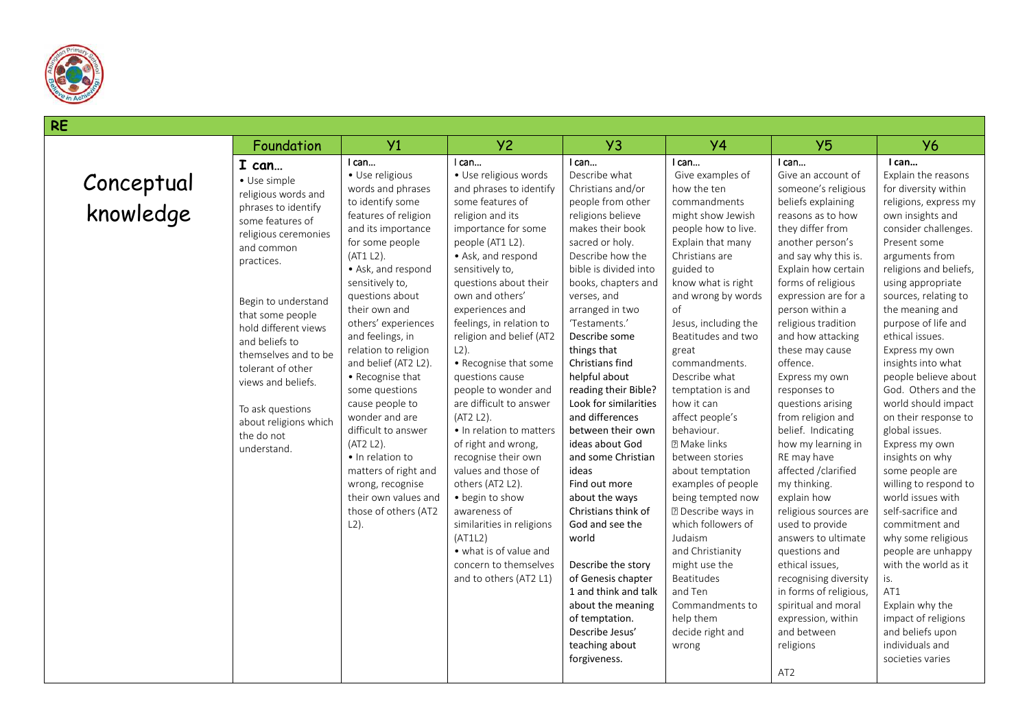# RE

| | Foundation | Y1 | Y2 | Y3 | Y4 | Y5 | Y6 |
|---|---|---|---|---|---|---|---|
| Conceptual knowledge | **I can…**<br>• Use simple religious words and phrases to identify some features of religious ceremonies and common practices.<br><br>Begin to understand that some people hold different views and beliefs to themselves and to be tolerant of other views and beliefs.<br><br>To ask questions about religions which the do not understand. | **I can…**<br>• Use religious words and phrases to identify some features of religion and its importance for some people (AT1 L2).<br>• Ask, and respond sensitively to, questions about their own and others' experiences and feelings, in relation to religion and belief (AT2 L2).<br>• Recognise that some questions cause people to wonder and are difficult to answer (AT2 L2).<br>• In relation to matters of right and wrong, recognise their own values and those of others (AT2 L2). | **I can…**<br>• Use religious words and phrases to identify some features of religion and its importance for some people (AT1 L2).<br>• Ask, and respond sensitively to, questions about their own and others' experiences and feelings, in relation to religion and belief (AT2 L2).<br>• Recognise that some questions cause people to wonder and are difficult to answer (AT2 L2).<br>• In relation to matters of right and wrong, recognise their own values and those of others (AT2 L2).<br>• begin to show awareness of similarities in religions (AT1L2)<br>• what is of value and concern to themselves and to others (AT2 L1) | **I can…**<br>Describe what Christians and/or people from other religions believe makes their book sacred or holy.<br>Describe how the bible is divided into books, chapters and verses, and arranged in two 'Testaments.'<br>Describe some things that Christians find helpful about reading their Bible?<br>Look for similarities and differences between their own ideas about God and some Christian ideas<br>Find out more about the ways Christians think of God and see the world<br><br>Describe the story of Genesis chapter 1 and think and talk about the meaning of temptation.<br>Describe Jesus' teaching about forgiveness. | **I can…**<br>Give examples of how the ten commandments might show Jewish people how to live.<br>Explain that many Christians are guided to know what is right and wrong by words of Jesus, including the Beatitudes and two great commandments.<br>Describe what temptation is and how it can affect people's behaviour.<br>• Make links between stories about temptation examples of people being tempted now<br>• Describe ways in which followers of Judaism and Christianity might use the Beatitudes and Ten Commandments to help them decide right and wrong | **I can…**<br>Give an account of someone's religious beliefs explaining reasons as to how they differ from another person's and say why this is.<br>Explain how certain forms of religious expression are for a person within a religious tradition and how attacking these may cause offence.<br>Express my own responses to questions arising from religion and belief. Indicating how my learning in RE may have affected /clarified my thinking.<br>explain how religious sources are used to provide answers to ultimate questions and ethical issues, recognising diversity in forms of religious, spiritual and moral expression, within and between religions<br><br>AT2 | **I can…**<br>Explain the reasons for diversity within religions, express my own insights and consider challenges.<br>Present some arguments from religions and beliefs, using appropriate sources, relating to the meaning and purpose of life and ethical issues.<br>Express my own insights into what people believe about God. Others and the world should impact on their response to global issues.<br>Express my own insights on why some people are willing to respond to world issues with self-sacrifice and commitment and why some religious people are unhappy with the world as it is.<br>AT1<br>Explain why the impact of religions and beliefs upon individuals and societies varies |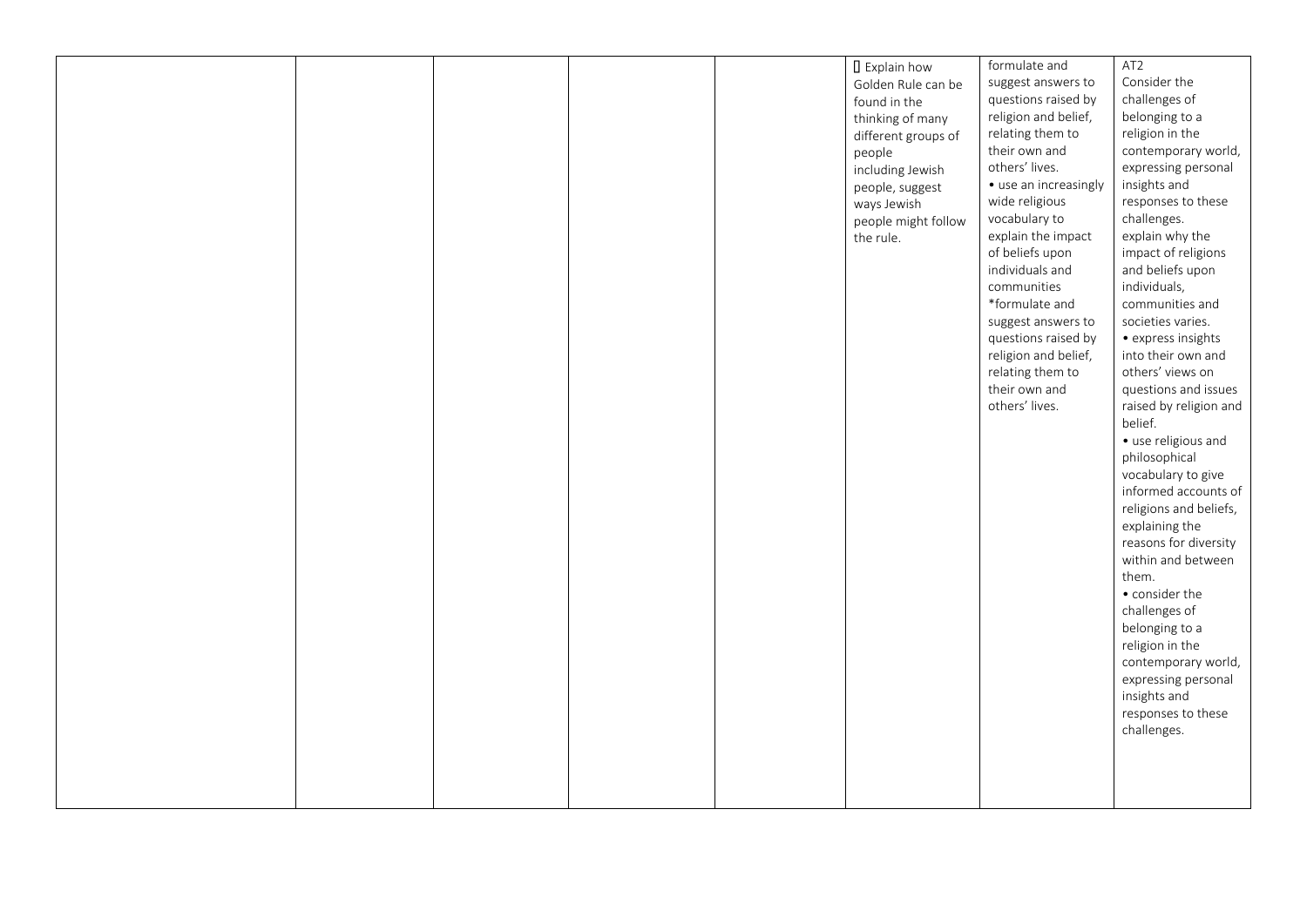|  |  |  |  |  |  |  |  |
|---|---|---|---|---|---|---|---|
|  |  |  |  |  | Explain how Golden Rule can be found in the thinking of many different groups of people including Jewish people, suggest ways Jewish people might follow the rule. | formulate and suggest answers to questions raised by religion and belief, relating them to their own and others' lives.<br>• use an increasingly wide religious vocabulary to explain the impact of beliefs upon individuals and communities<br>*formulate and suggest answers to questions raised by religion and belief, relating them to their own and others' lives. | AT2<br>Consider the challenges of belonging to a religion in the contemporary world, expressing personal insights and responses to these challenges.<br>explain why the impact of religions and beliefs upon individuals, communities and societies varies.<br>• express insights into their own and others' views on questions and issues raised by religion and belief.<br>• use religious and philosophical vocabulary to give informed accounts of religions and beliefs, explaining the reasons for diversity within and between them.<br>• consider the challenges of belonging to a religion in the contemporary world, expressing personal insights and responses to these challenges. |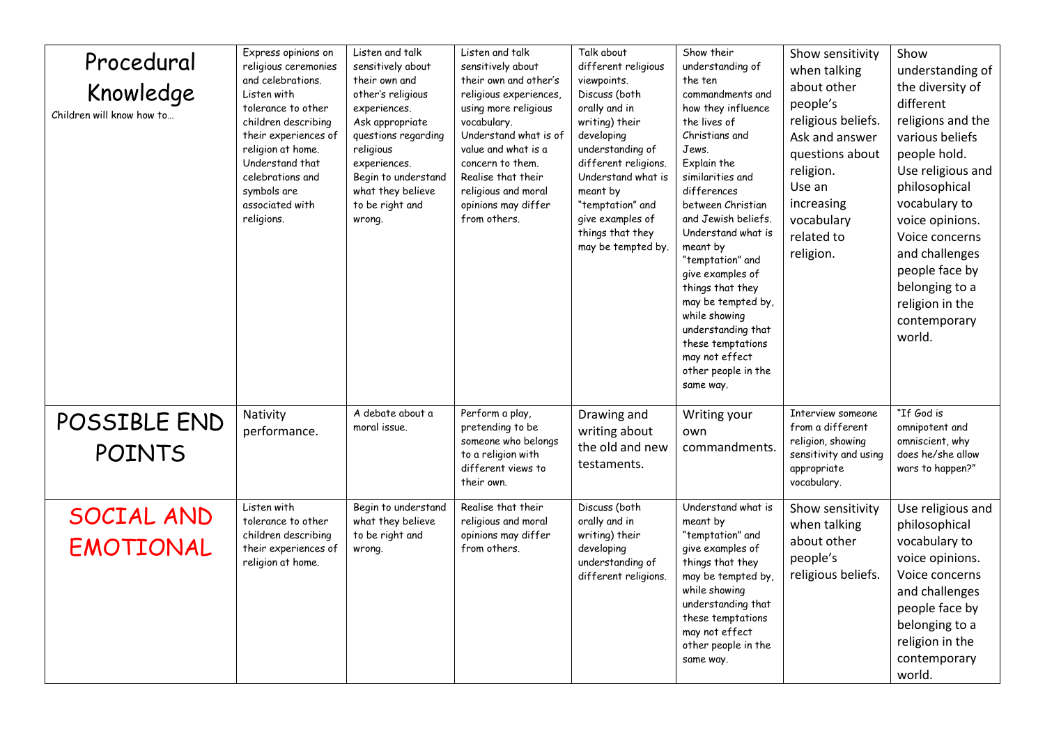| | | | | | | | |
|---|---|---|---|---|---|---|---|
| Procedural Knowledge<br>Children will know how to… | Express opinions on religious ceremonies and celebrations.<br>Listen with tolerance to other children describing their experiences of religion at home.<br>Understand that celebrations and symbols are associated with religions. | Listen and talk sensitively about their own and other's religious experiences.<br>Ask appropriate questions regarding religious experiences.<br>Begin to understand what they believe to be right and wrong. | Listen and talk sensitively about their own and other's religious experiences, using more religious vocabulary.<br>Understand what is of value and what is a concern to them.<br>Realise that their religious and moral opinions may differ from others. | Talk about different religious viewpoints.<br>Discuss (both orally and in writing) their developing understanding of different religions.<br>Understand what is meant by "temptation" and give examples of things that they may be tempted by. | Show their understanding of the ten commandments and how they influence the lives of Christians and Jews.<br>Explain the similarities and differences between Christian and Jewish beliefs.<br>Understand what is meant by "temptation" and give examples of things that they may be tempted by, while showing understanding that these temptations may not effect other people in the same way. | Show sensitivity when talking about other people's religious beliefs.<br>Ask and answer questions about religion.<br>Use an increasing vocabulary related to religion. | Show understanding of the diversity of different religions and the various beliefs people hold.<br>Use religious and philosophical vocabulary to voice opinions.<br>Voice concerns and challenges people face by belonging to a religion in the contemporary world. |
| POSSIBLE END POINTS | Nativity performance. | A debate about a moral issue. | Perform a play, pretending to be someone who belongs to a religion with different views to their own. | Drawing and writing about the old and new testaments. | Writing your own commandments. | Interview someone from a different religion, showing sensitivity and using appropriate vocabulary. | "If God is omnipotent and omniscient, why does he/she allow wars to happen?" |
| SOCIAL AND EMOTIONAL | Listen with tolerance to other children describing their experiences of religion at home. | Begin to understand what they believe to be right and wrong. | Realise that their religious and moral opinions may differ from others. | Discuss (both orally and in writing) their developing understanding of different religions. | Understand what is meant by "temptation" and give examples of things that they may be tempted by, while showing understanding that these temptations may not effect other people in the same way. | Show sensitivity when talking about other people's religious beliefs. | Use religious and philosophical vocabulary to voice opinions.<br>Voice concerns and challenges people face by belonging to a religion in the contemporary world. |